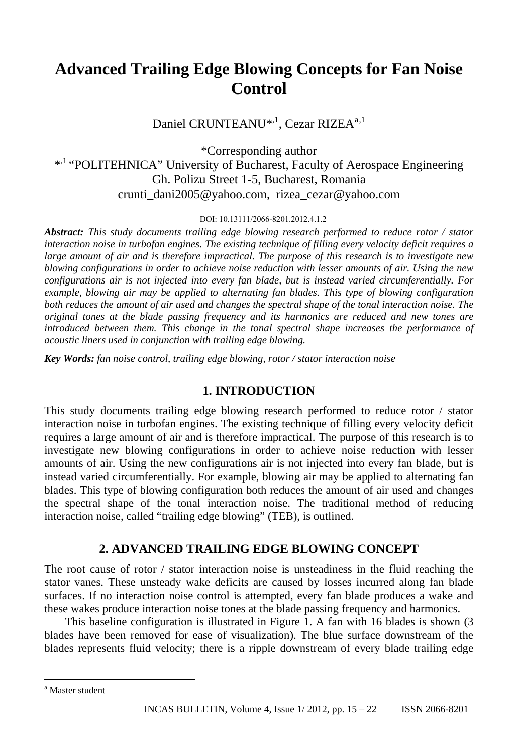# Advanced Trailing Edge Blowing Concepts for Fan Noise Control

Daniel CRUNTEANU*[,1], Cezar RIZEA[a,1]

*Corresponding author

*[,1] "POLITEHNICA" University of Bucharest, Faculty of Aerospace Engineering
Gh. Polizu Street 1-5, Bucharest, Romania
crunti_dani2005@yahoo.com, rizea_cezar@yahoo.com

DOI: 10.13111/2066-8201.2012.4.1.2

***Abstract:*** *This study documents trailing edge blowing research performed to reduce rotor / stator interaction noise in turbofan engines. The existing technique of filling every velocity deficit requires a large amount of air and is therefore impractical. The purpose of this research is to investigate new blowing configurations in order to achieve noise reduction with lesser amounts of air. Using the new configurations air is not injected into every fan blade, but is instead varied circumferentially. For example, blowing air may be applied to alternating fan blades. This type of blowing configuration both reduces the amount of air used and changes the spectral shape of the tonal interaction noise. The original tones at the blade passing frequency and its harmonics are reduced and new tones are introduced between them. This change in the tonal spectral shape increases the performance of acoustic liners used in conjunction with trailing edge blowing.*

***Key Words:*** *fan noise control, trailing edge blowing, rotor / stator interaction noise*

## 1. INTRODUCTION

This study documents trailing edge blowing research performed to reduce rotor / stator interaction noise in turbofan engines. The existing technique of filling every velocity deficit requires a large amount of air and is therefore impractical. The purpose of this research is to investigate new blowing configurations in order to achieve noise reduction with lesser amounts of air. Using the new configurations air is not injected into every fan blade, but is instead varied circumferentially. For example, blowing air may be applied to alternating fan blades. This type of blowing configuration both reduces the amount of air used and changes the spectral shape of the tonal interaction noise. The traditional method of reducing interaction noise, called "trailing edge blowing" (TEB), is outlined.

## 2. ADVANCED TRAILING EDGE BLOWING CONCEPT

The root cause of rotor / stator interaction noise is unsteadiness in the fluid reaching the stator vanes. These unsteady wake deficits are caused by losses incurred along fan blade surfaces. If no interaction noise control is attempted, every fan blade produces a wake and these wakes produce interaction noise tones at the blade passing frequency and harmonics.

This baseline configuration is illustrated in Figure 1. A fan with 16 blades is shown (3 blades have been removed for ease of visualization). The blue surface downstream of the blades represents fluid velocity; there is a ripple downstream of every blade trailing edge

[a] Master student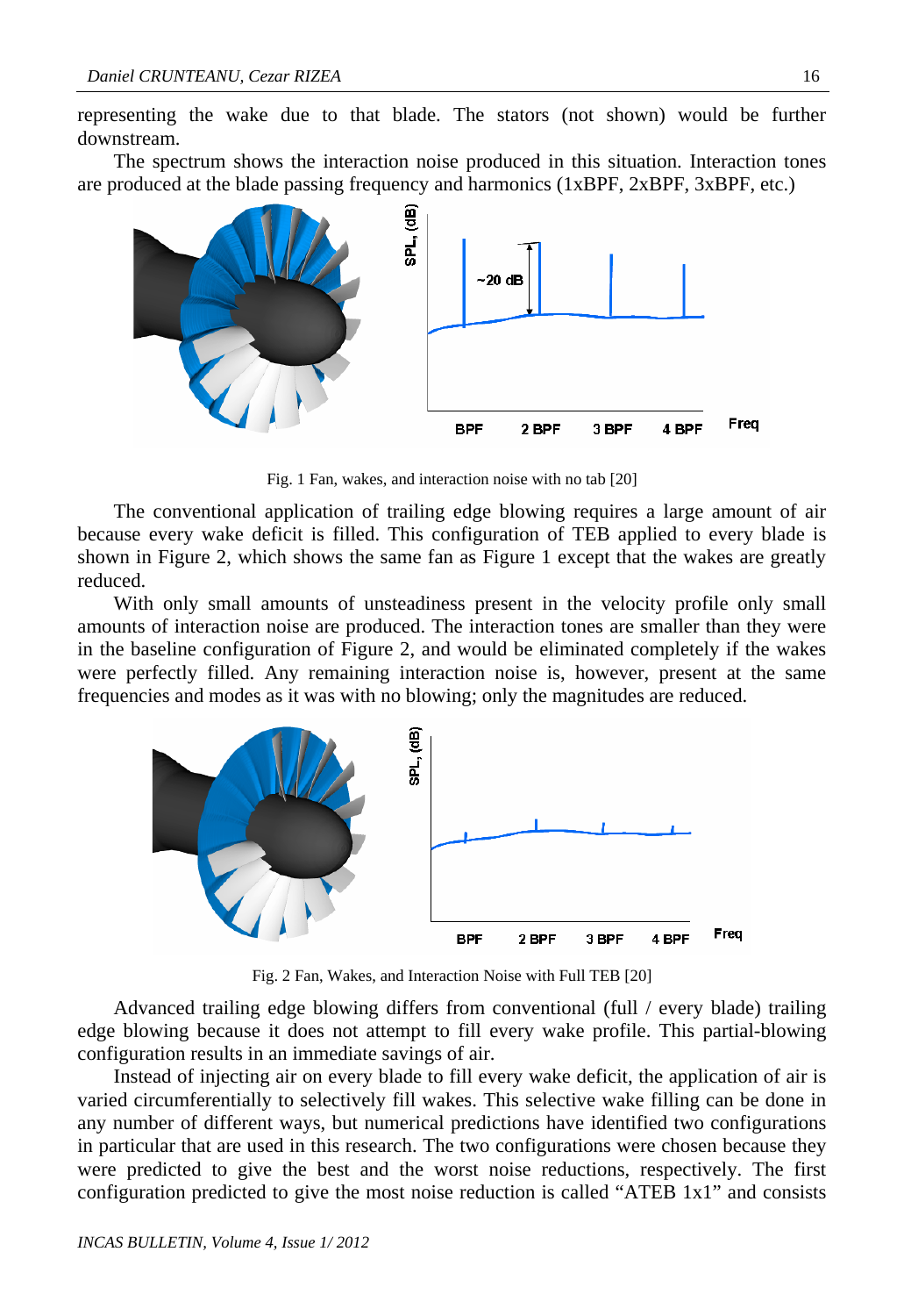representing the wake due to that blade. The stators (not shown) would be further downstream.

The spectrum shows the interaction noise produced in this situation. Interaction tones are produced at the blade passing frequency and harmonics (1xBPF, 2xBPF, 3xBPF, etc.)

Fig. 1 Fan, wakes, and interaction noise with no tab [20]

The conventional application of trailing edge blowing requires a large amount of air because every wake deficit is filled. This configuration of TEB applied to every blade is shown in Figure 2, which shows the same fan as Figure 1 except that the wakes are greatly reduced.

With only small amounts of unsteadiness present in the velocity profile only small amounts of interaction noise are produced. The interaction tones are smaller than they were in the baseline configuration of Figure 2, and would be eliminated completely if the wakes were perfectly filled. Any remaining interaction noise is, however, present at the same frequencies and modes as it was with no blowing; only the magnitudes are reduced.

Fig. 2 Fan, Wakes, and Interaction Noise with Full TEB [20]

Advanced trailing edge blowing differs from conventional (full / every blade) trailing edge blowing because it does not attempt to fill every wake profile. This partial-blowing configuration results in an immediate savings of air.

Instead of injecting air on every blade to fill every wake deficit, the application of air is varied circumferentially to selectively fill wakes. This selective wake filling can be done in any number of different ways, but numerical predictions have identified two configurations in particular that are used in this research. The two configurations were chosen because they were predicted to give the best and the worst noise reductions, respectively. The first configuration predicted to give the most noise reduction is called "ATEB 1x1" and consists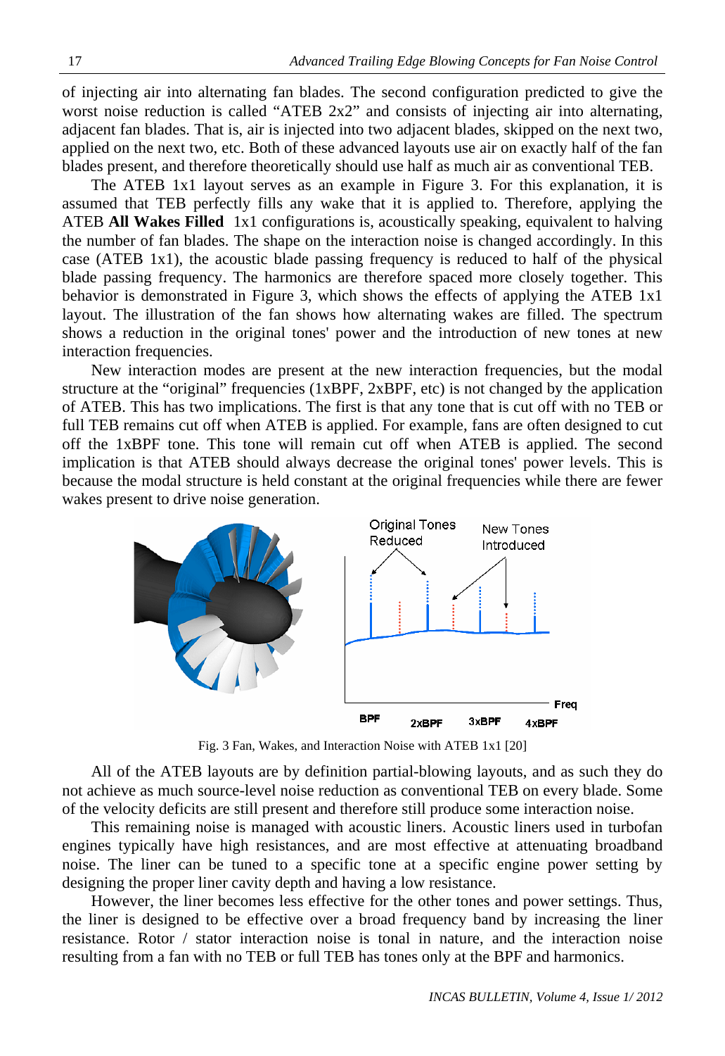of injecting air into alternating fan blades. The second configuration predicted to give the worst noise reduction is called “ATEB 2x2” and consists of injecting air into alternating, adjacent fan blades. That is, air is injected into two adjacent blades, skipped on the next two, applied on the next two, etc. Both of these advanced layouts use air on exactly half of the fan blades present, and therefore theoretically should use half as much air as conventional TEB.

The ATEB 1x1 layout serves as an example in Figure 3. For this explanation, it is assumed that TEB perfectly fills any wake that it is applied to. Therefore, applying the ATEB **All Wakes Filled** 1x1 configurations is, acoustically speaking, equivalent to halving the number of fan blades. The shape on the interaction noise is changed accordingly. In this case (ATEB 1x1), the acoustic blade passing frequency is reduced to half of the physical blade passing frequency. The harmonics are therefore spaced more closely together. This behavior is demonstrated in Figure 3, which shows the effects of applying the ATEB 1x1 layout. The illustration of the fan shows how alternating wakes are filled. The spectrum shows a reduction in the original tones' power and the introduction of new tones at new interaction frequencies.

New interaction modes are present at the new interaction frequencies, but the modal structure at the “original” frequencies (1xBPF, 2xBPF, etc) is not changed by the application of ATEB. This has two implications. The first is that any tone that is cut off with no TEB or full TEB remains cut off when ATEB is applied. For example, fans are often designed to cut off the 1xBPF tone. This tone will remain cut off when ATEB is applied. The second implication is that ATEB should always decrease the original tones' power levels. This is because the modal structure is held constant at the original frequencies while there are fewer wakes present to drive noise generation.

Fig. 3 Fan, Wakes, and Interaction Noise with ATEB 1x1 [20]

All of the ATEB layouts are by definition partial-blowing layouts, and as such they do not achieve as much source-level noise reduction as conventional TEB on every blade. Some of the velocity deficits are still present and therefore still produce some interaction noise.

This remaining noise is managed with acoustic liners. Acoustic liners used in turbofan engines typically have high resistances, and are most effective at attenuating broadband noise. The liner can be tuned to a specific tone at a specific engine power setting by designing the proper liner cavity depth and having a low resistance.

However, the liner becomes less effective for the other tones and power settings. Thus, the liner is designed to be effective over a broad frequency band by increasing the liner resistance. Rotor / stator interaction noise is tonal in nature, and the interaction noise resulting from a fan with no TEB or full TEB has tones only at the BPF and harmonics.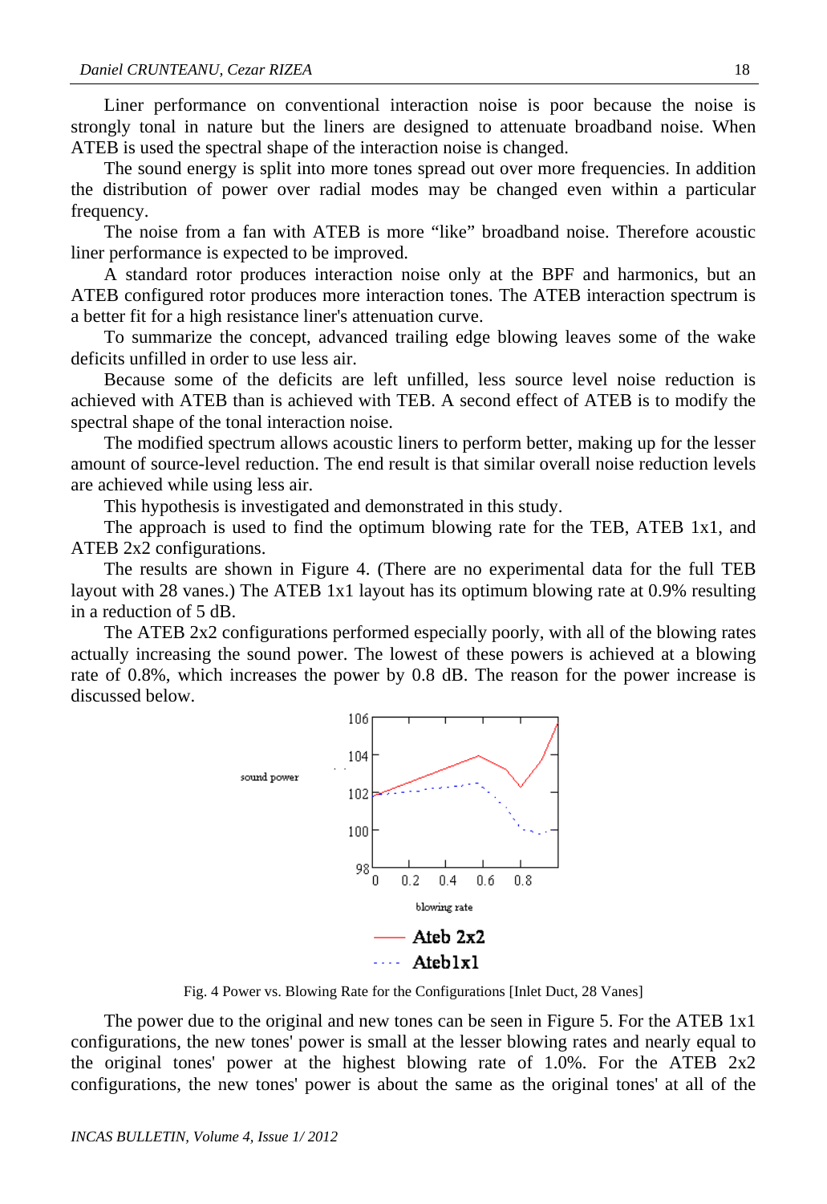Liner performance on conventional interaction noise is poor because the noise is strongly tonal in nature but the liners are designed to attenuate broadband noise. When ATEB is used the spectral shape of the interaction noise is changed.

The sound energy is split into more tones spread out over more frequencies. In addition the distribution of power over radial modes may be changed even within a particular frequency.

The noise from a fan with ATEB is more "like" broadband noise. Therefore acoustic liner performance is expected to be improved.

A standard rotor produces interaction noise only at the BPF and harmonics, but an ATEB configured rotor produces more interaction tones. The ATEB interaction spectrum is a better fit for a high resistance liner's attenuation curve.

To summarize the concept, advanced trailing edge blowing leaves some of the wake deficits unfilled in order to use less air.

Because some of the deficits are left unfilled, less source level noise reduction is achieved with ATEB than is achieved with TEB. A second effect of ATEB is to modify the spectral shape of the tonal interaction noise.

The modified spectrum allows acoustic liners to perform better, making up for the lesser amount of source-level reduction. The end result is that similar overall noise reduction levels are achieved while using less air.

This hypothesis is investigated and demonstrated in this study.

The approach is used to find the optimum blowing rate for the TEB, ATEB 1x1, and ATEB 2x2 configurations.

The results are shown in Figure 4. (There are no experimental data for the full TEB layout with 28 vanes.) The ATEB 1x1 layout has its optimum blowing rate at 0.9% resulting in a reduction of 5 dB.

The ATEB 2x2 configurations performed especially poorly, with all of the blowing rates actually increasing the sound power. The lowest of these powers is achieved at a blowing rate of 0.8%, which increases the power by 0.8 dB. The reason for the power increase is discussed below.

Fig. 4 Power vs. Blowing Rate for the Configurations [Inlet Duct, 28 Vanes]

The power due to the original and new tones can be seen in Figure 5. For the ATEB 1x1 configurations, the new tones' power is small at the lesser blowing rates and nearly equal to the original tones' power at the highest blowing rate of 1.0%. For the ATEB 2x2 configurations, the new tones' power is about the same as the original tones' at all of the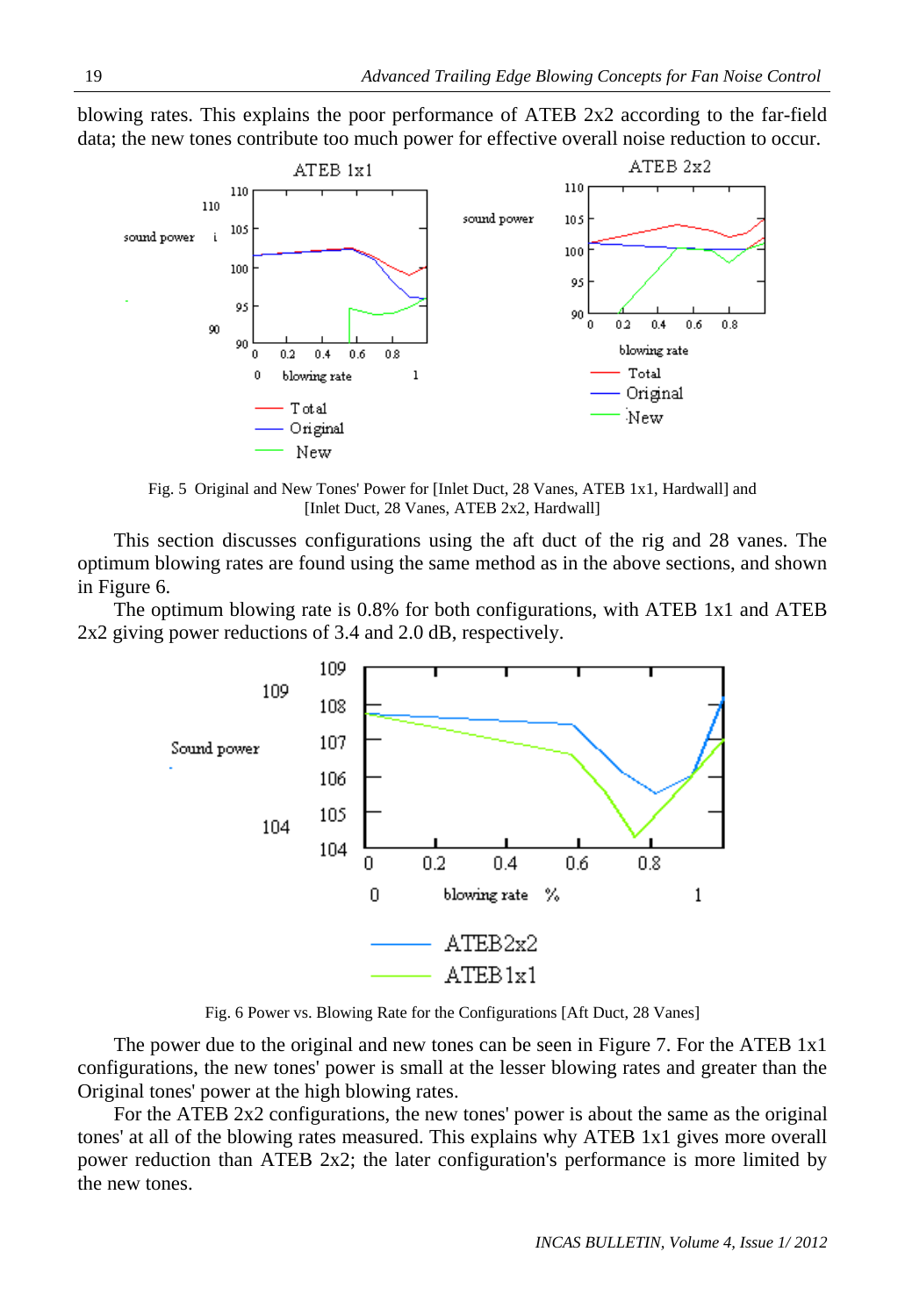blowing rates. This explains the poor performance of ATEB 2x2 according to the far-field data; the new tones contribute too much power for effective overall noise reduction to occur.

Fig. 5 Original and New Tones' Power for [Inlet Duct, 28 Vanes, ATEB 1x1, Hardwall] and [Inlet Duct, 28 Vanes, ATEB 2x2, Hardwall]

This section discusses configurations using the aft duct of the rig and 28 vanes. The optimum blowing rates are found using the same method as in the above sections, and shown in Figure 6.

The optimum blowing rate is 0.8% for both configurations, with ATEB 1x1 and ATEB 2x2 giving power reductions of 3.4 and 2.0 dB, respectively.

Fig. 6 Power vs. Blowing Rate for the Configurations [Aft Duct, 28 Vanes]

The power due to the original and new tones can be seen in Figure 7. For the ATEB 1x1 configurations, the new tones' power is small at the lesser blowing rates and greater than the Original tones' power at the high blowing rates.

For the ATEB 2x2 configurations, the new tones' power is about the same as the original tones' at all of the blowing rates measured. This explains why ATEB 1x1 gives more overall power reduction than ATEB 2x2; the later configuration's performance is more limited by the new tones.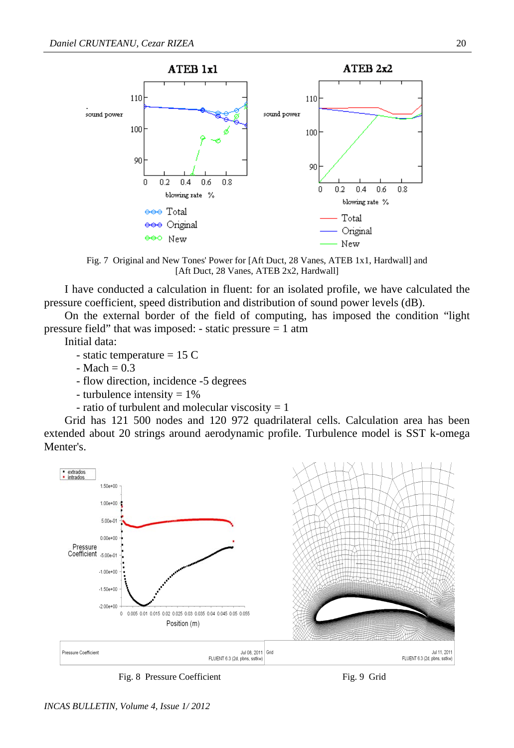Fig. 7 Original and New Tones' Power for [Aft Duct, 28 Vanes, ATEB 1x1, Hardwall] and [Aft Duct, 28 Vanes, ATEB 2x2, Hardwall]

I have conducted a calculation in fluent: for an isolated profile, we have calculated the pressure coefficient, speed distribution and distribution of sound power levels (dB).

On the external border of the field of computing, has imposed the condition "light pressure field" that was imposed: - static pressure = 1 atm

Initial data:

- static temperature = 15 C
- Mach = 0.3
- flow direction, incidence -5 degrees
- turbulence intensity = 1%
- ratio of turbulent and molecular viscosity = 1

Grid has 121 500 nodes and 120 972 quadrilateral cells. Calculation area has been extended about 20 strings around aerodynamic profile. Turbulence model is SST k-omega Menter's.

Fig. 8 Pressure Coefficient

Fig. 9 Grid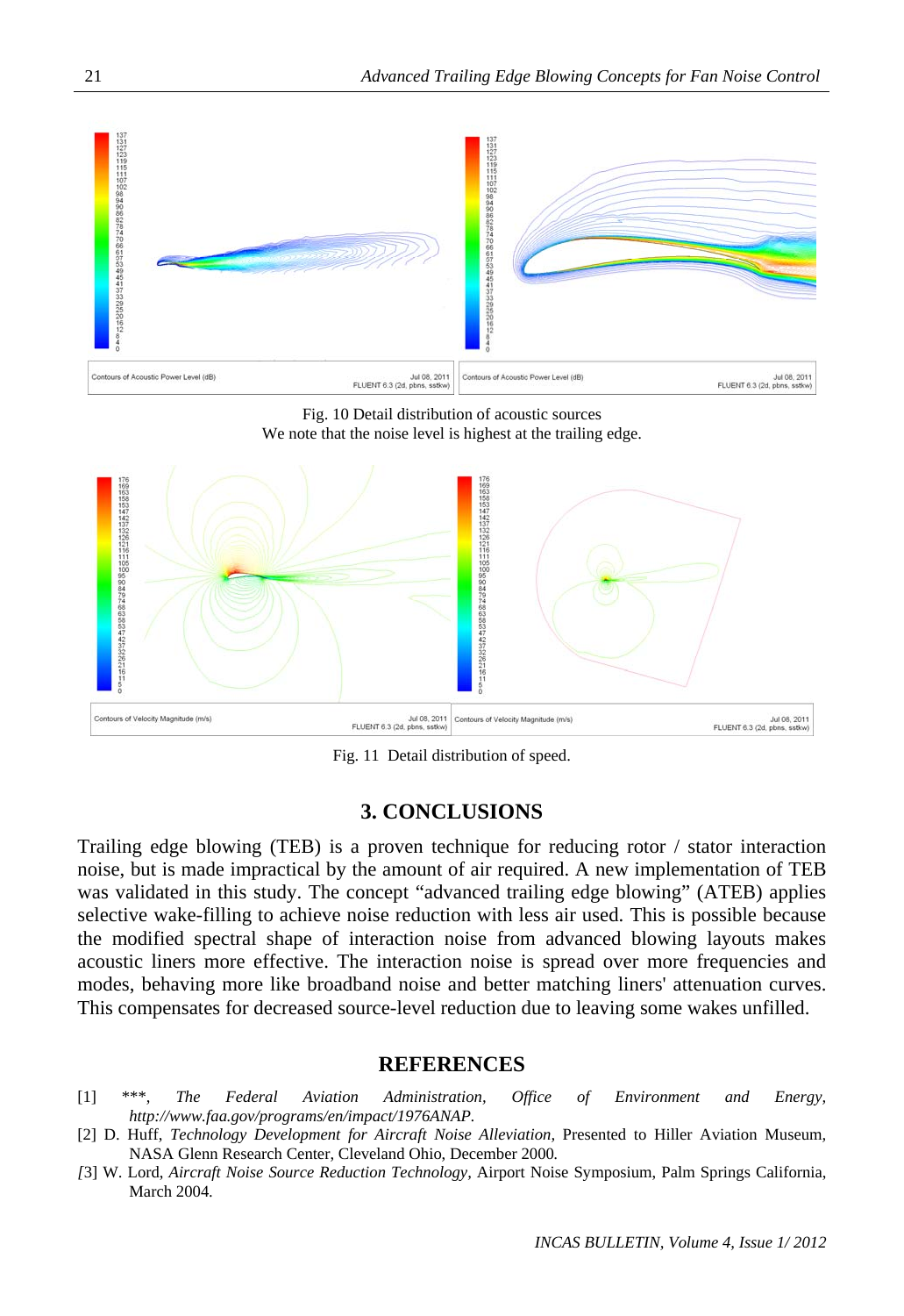Fig. 10 Detail distribution of acoustic sources

We note that the noise level is highest at the trailing edge.

Fig. 11 Detail distribution of speed.

## 3. CONCLUSIONS

Trailing edge blowing (TEB) is a proven technique for reducing rotor / stator interaction noise, but is made impractical by the amount of air required. A new implementation of TEB was validated in this study. The concept "advanced trailing edge blowing" (ATEB) applies selective wake-filling to achieve noise reduction with less air used. This is possible because the modified spectral shape of interaction noise from advanced blowing layouts makes acoustic liners more effective. The interaction noise is spread over more frequencies and modes, behaving more like broadband noise and better matching liners' attenuation curves. This compensates for decreased source-level reduction due to leaving some wakes unfilled.

## REFERENCES

[1] ***, *The Federal Aviation Administration, Office of Environment and Energy, http://www.faa.gov/programs/en/impact/1976ANAP.*

[2] D. Huff, *Technology Development for Aircraft Noise Alleviation*, Presented to Hiller Aviation Museum, NASA Glenn Research Center, Cleveland Ohio, December 2000.

[3] W. Lord, *Aircraft Noise Source Reduction Technology*, Airport Noise Symposium, Palm Springs California, March 2004.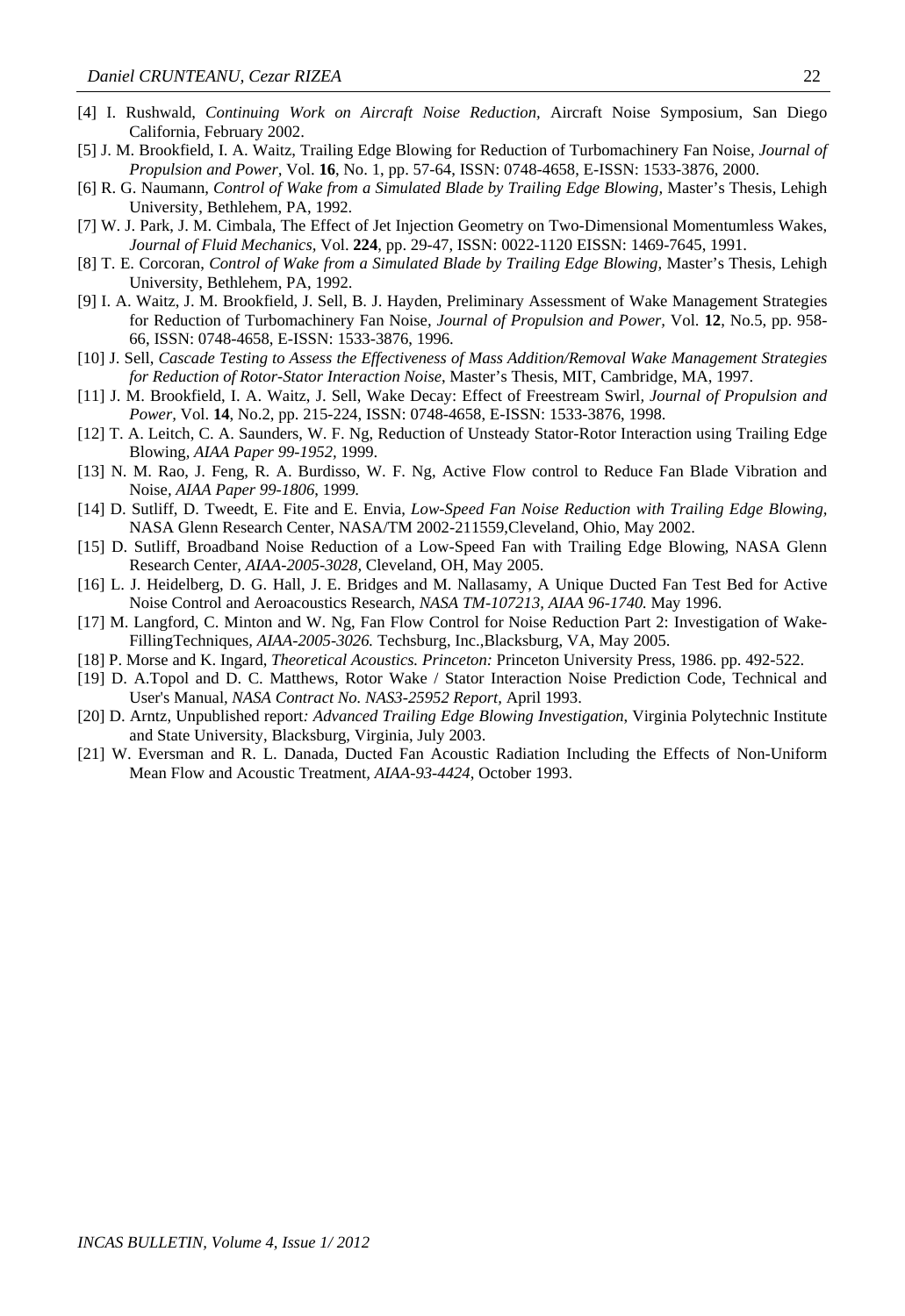[4] I. Rushwald, *Continuing Work on Aircraft Noise Reduction*, Aircraft Noise Symposium, San Diego California, February 2002.

[5] J. M. Brookfield, I. A. Waitz, Trailing Edge Blowing for Reduction of Turbomachinery Fan Noise, *Journal of Propulsion and Power*, Vol. **16**, No. 1, pp. 57-64, ISSN: 0748-4658, E-ISSN: 1533-3876, 2000.

[6] R. G. Naumann, *Control of Wake from a Simulated Blade by Trailing Edge Blowing*, Master's Thesis, Lehigh University, Bethlehem, PA, 1992.

[7] W. J. Park, J. M. Cimbala, The Effect of Jet Injection Geometry on Two-Dimensional Momentumless Wakes, *Journal of Fluid Mechanics*, Vol. **224**, pp. 29-47, ISSN: 0022-1120 EISSN: 1469-7645, 1991.

[8] T. E. Corcoran, *Control of Wake from a Simulated Blade by Trailing Edge Blowing*, Master's Thesis, Lehigh University, Bethlehem, PA, 1992.

[9] I. A. Waitz, J. M. Brookfield, J. Sell, B. J. Hayden, Preliminary Assessment of Wake Management Strategies for Reduction of Turbomachinery Fan Noise, *Journal of Propulsion and Power*, Vol. **12**, No.5, pp. 958-66, ISSN: 0748-4658, E-ISSN: 1533-3876, 1996.

[10] J. Sell, *Cascade Testing to Assess the Effectiveness of Mass Addition/Removal Wake Management Strategies for Reduction of Rotor-Stator Interaction Noise*, Master's Thesis, MIT, Cambridge, MA, 1997.

[11] J. M. Brookfield, I. A. Waitz, J. Sell, Wake Decay: Effect of Freestream Swirl, *Journal of Propulsion and Power*, Vol. **14**, No.2, pp. 215-224, ISSN: 0748-4658, E-ISSN: 1533-3876, 1998.

[12] T. A. Leitch, C. A. Saunders, W. F. Ng, Reduction of Unsteady Stator-Rotor Interaction using Trailing Edge Blowing, *AIAA Paper 99-1952*, 1999.

[13] N. M. Rao, J. Feng, R. A. Burdisso, W. F. Ng, Active Flow control to Reduce Fan Blade Vibration and Noise, *AIAA Paper 99-1806*, 1999.

[14] D. Sutliff, D. Tweedt, E. Fite and E. Envia, *Low-Speed Fan Noise Reduction with Trailing Edge Blowing*, NASA Glenn Research Center, NASA/TM 2002-211559,Cleveland, Ohio, May 2002.

[15] D. Sutliff, Broadband Noise Reduction of a Low-Speed Fan with Trailing Edge Blowing, NASA Glenn Research Center, *AIAA-2005-3028*, Cleveland, OH, May 2005.

[16] L. J. Heidelberg, D. G. Hall, J. E. Bridges and M. Nallasamy, A Unique Ducted Fan Test Bed for Active Noise Control and Aeroacoustics Research, *NASA TM-107213, AIAA 96-1740.* May 1996.

[17] M. Langford, C. Minton and W. Ng, Fan Flow Control for Noise Reduction Part 2: Investigation of Wake-FillingTechniques, *AIAA-2005-3026.* Techsburg, Inc.,Blacksburg, VA, May 2005.

[18] P. Morse and K. Ingard, *Theoretical Acoustics. Princeton:* Princeton University Press, 1986. pp. 492-522.

[19] D. A.Topol and D. C. Matthews, Rotor Wake / Stator Interaction Noise Prediction Code, Technical and User's Manual, *NASA Contract No. NAS3-25952 Report*, April 1993.

[20] D. Arntz, Unpublished report*: Advanced Trailing Edge Blowing Investigation*, Virginia Polytechnic Institute and State University, Blacksburg, Virginia, July 2003.

[21] W. Eversman and R. L. Danada, Ducted Fan Acoustic Radiation Including the Effects of Non-Uniform Mean Flow and Acoustic Treatment, *AIAA-93-4424*, October 1993.